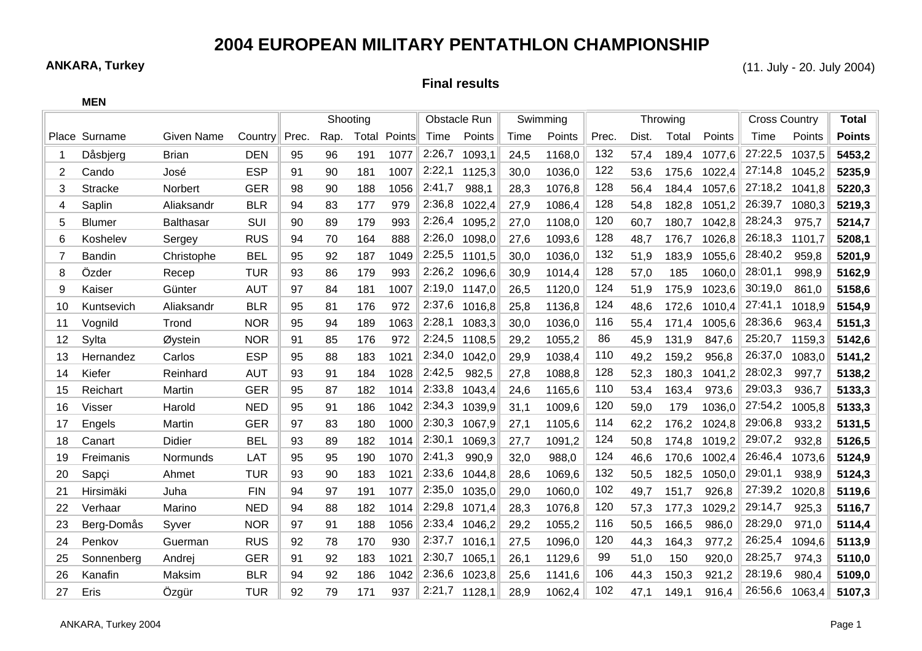# 2004 EUROPEAN MILITARY PENTATHLON CHAMPIONSHIP

**ANKARA, Turkey** (11. July - 20. July 2004)

**Final results**

**MEN**

| | | | | Shooting | | | | Obstacle Run | | Swimming | | Throwing | | | | Cross Country | | Total |
|---|---|---|---|---|---|---|---|---|---|---|---|---|---|---|---|---|---|---|
| Place | Surname | Given Name | Country | Prec. | Rap. | Total | Points | Time | Points | Time | Points | Prec. | Dist. | Total | Points | Time | Points | Points |
| 1 | Dåsbjerg | Brian | DEN | 95 | 96 | 191 | 1077 | 2:26,7 | 1093,1 | 24,5 | 1168,0 | 132 | 57,4 | 189,4 | 1077,6 | 27:22,5 | 1037,5 | **5453,2** |
| 2 | Cando | José | ESP | 91 | 90 | 181 | 1007 | 2:22,1 | 1125,3 | 30,0 | 1036,0 | 122 | 53,6 | 175,6 | 1022,4 | 27:14,8 | 1045,2 | **5235,9** |
| 3 | Stracke | Norbert | GER | 98 | 90 | 188 | 1056 | 2:41,7 | 988,1 | 28,3 | 1076,8 | 128 | 56,4 | 184,4 | 1057,6 | 27:18,2 | 1041,8 | **5220,3** |
| 4 | Saplin | Aliaksandr | BLR | 94 | 83 | 177 | 979 | 2:36,8 | 1022,4 | 27,9 | 1086,4 | 128 | 54,8 | 182,8 | 1051,2 | 26:39,7 | 1080,3 | **5219,3** |
| 5 | Blumer | Balthasar | SUI | 90 | 89 | 179 | 993 | 2:26,4 | 1095,2 | 27,0 | 1108,0 | 120 | 60,7 | 180,7 | 1042,8 | 28:24,3 | 975,7 | **5214,7** |
| 6 | Koshelev | Sergey | RUS | 94 | 70 | 164 | 888 | 2:26,0 | 1098,0 | 27,6 | 1093,6 | 128 | 48,7 | 176,7 | 1026,8 | 26:18,3 | 1101,7 | **5208,1** |
| 7 | Bandin | Christophe | BEL | 95 | 92 | 187 | 1049 | 2:25,5 | 1101,5 | 30,0 | 1036,0 | 132 | 51,9 | 183,9 | 1055,6 | 28:40,2 | 959,8 | **5201,9** |
| 8 | Özder | Recep | TUR | 93 | 86 | 179 | 993 | 2:26,2 | 1096,6 | 30,9 | 1014,4 | 128 | 57,0 | 185 | 1060,0 | 28:01,1 | 998,9 | **5162,9** |
| 9 | Kaiser | Günter | AUT | 97 | 84 | 181 | 1007 | 2:19,0 | 1147,0 | 26,5 | 1120,0 | 124 | 51,9 | 175,9 | 1023,6 | 30:19,0 | 861,0 | **5158,6** |
| 10 | Kuntsevich | Aliaksandr | BLR | 95 | 81 | 176 | 972 | 2:37,6 | 1016,8 | 25,8 | 1136,8 | 124 | 48,6 | 172,6 | 1010,4 | 27:41,1 | 1018,9 | **5154,9** |
| 11 | Vognild | Trond | NOR | 95 | 94 | 189 | 1063 | 2:28,1 | 1083,3 | 30,0 | 1036,0 | 116 | 55,4 | 171,4 | 1005,6 | 28:36,6 | 963,4 | **5151,3** |
| 12 | Sylta | Øystein | NOR | 91 | 85 | 176 | 972 | 2:24,5 | 1108,5 | 29,2 | 1055,2 | 86 | 45,9 | 131,9 | 847,6 | 25:20,7 | 1159,3 | **5142,6** |
| 13 | Hernandez | Carlos | ESP | 95 | 88 | 183 | 1021 | 2:34,0 | 1042,0 | 29,9 | 1038,4 | 110 | 49,2 | 159,2 | 956,8 | 26:37,0 | 1083,0 | **5141,2** |
| 14 | Kiefer | Reinhard | AUT | 93 | 91 | 184 | 1028 | 2:42,5 | 982,5 | 27,8 | 1088,8 | 128 | 52,3 | 180,3 | 1041,2 | 28:02,3 | 997,7 | **5138,2** |
| 15 | Reichart | Martin | GER | 95 | 87 | 182 | 1014 | 2:33,8 | 1043,4 | 24,6 | 1165,6 | 110 | 53,4 | 163,4 | 973,6 | 29:03,3 | 936,7 | **5133,3** |
| 16 | Visser | Harold | NED | 95 | 91 | 186 | 1042 | 2:34,3 | 1039,9 | 31,1 | 1009,6 | 120 | 59,0 | 179 | 1036,0 | 27:54,2 | 1005,8 | **5133,3** |
| 17 | Engels | Martin | GER | 97 | 83 | 180 | 1000 | 2:30,3 | 1067,9 | 27,1 | 1105,6 | 114 | 62,2 | 176,2 | 1024,8 | 29:06,8 | 933,2 | **5131,5** |
| 18 | Canart | Didier | BEL | 93 | 89 | 182 | 1014 | 2:30,1 | 1069,3 | 27,7 | 1091,2 | 124 | 50,8 | 174,8 | 1019,2 | 29:07,2 | 932,8 | **5126,5** |
| 19 | Freimanis | Normunds | LAT | 95 | 95 | 190 | 1070 | 2:41,3 | 990,9 | 32,0 | 988,0 | 124 | 46,6 | 170,6 | 1002,4 | 26:46,4 | 1073,6 | **5124,9** |
| 20 | Sapçi | Ahmet | TUR | 93 | 90 | 183 | 1021 | 2:33,6 | 1044,8 | 28,6 | 1069,6 | 132 | 50,5 | 182,5 | 1050,0 | 29:01,1 | 938,9 | **5124,3** |
| 21 | Hirsimäki | Juha | FIN | 94 | 97 | 191 | 1077 | 2:35,0 | 1035,0 | 29,0 | 1060,0 | 102 | 49,7 | 151,7 | 926,8 | 27:39,2 | 1020,8 | **5119,6** |
| 22 | Verhaar | Marino | NED | 94 | 88 | 182 | 1014 | 2:29,8 | 1071,4 | 28,3 | 1076,8 | 120 | 57,3 | 177,3 | 1029,2 | 29:14,7 | 925,3 | **5116,7** |
| 23 | Berg-Domås | Syver | NOR | 97 | 91 | 188 | 1056 | 2:33,4 | 1046,2 | 29,2 | 1055,2 | 116 | 50,5 | 166,5 | 986,0 | 28:29,0 | 971,0 | **5114,4** |
| 24 | Penkov | Guerman | RUS | 92 | 78 | 170 | 930 | 2:37,7 | 1016,1 | 27,5 | 1096,0 | 120 | 44,3 | 164,3 | 977,2 | 26:25,4 | 1094,6 | **5113,9** |
| 25 | Sonnenberg | Andrej | GER | 91 | 92 | 183 | 1021 | 2:30,7 | 1065,1 | 26,1 | 1129,6 | 99 | 51,0 | 150 | 920,0 | 28:25,7 | 974,3 | **5110,0** |
| 26 | Kanafin | Maksim | BLR | 94 | 92 | 186 | 1042 | 2:36,6 | 1023,8 | 25,6 | 1141,6 | 106 | 44,3 | 150,3 | 921,2 | 28:19,6 | 980,4 | **5109,0** |
| 27 | Eris | Özgür | TUR | 92 | 79 | 171 | 937 | 2:21,7 | 1128,1 | 28,9 | 1062,4 | 102 | 47,1 | 149,1 | 916,4 | 26:56,6 | 1063,4 | **5107,3** |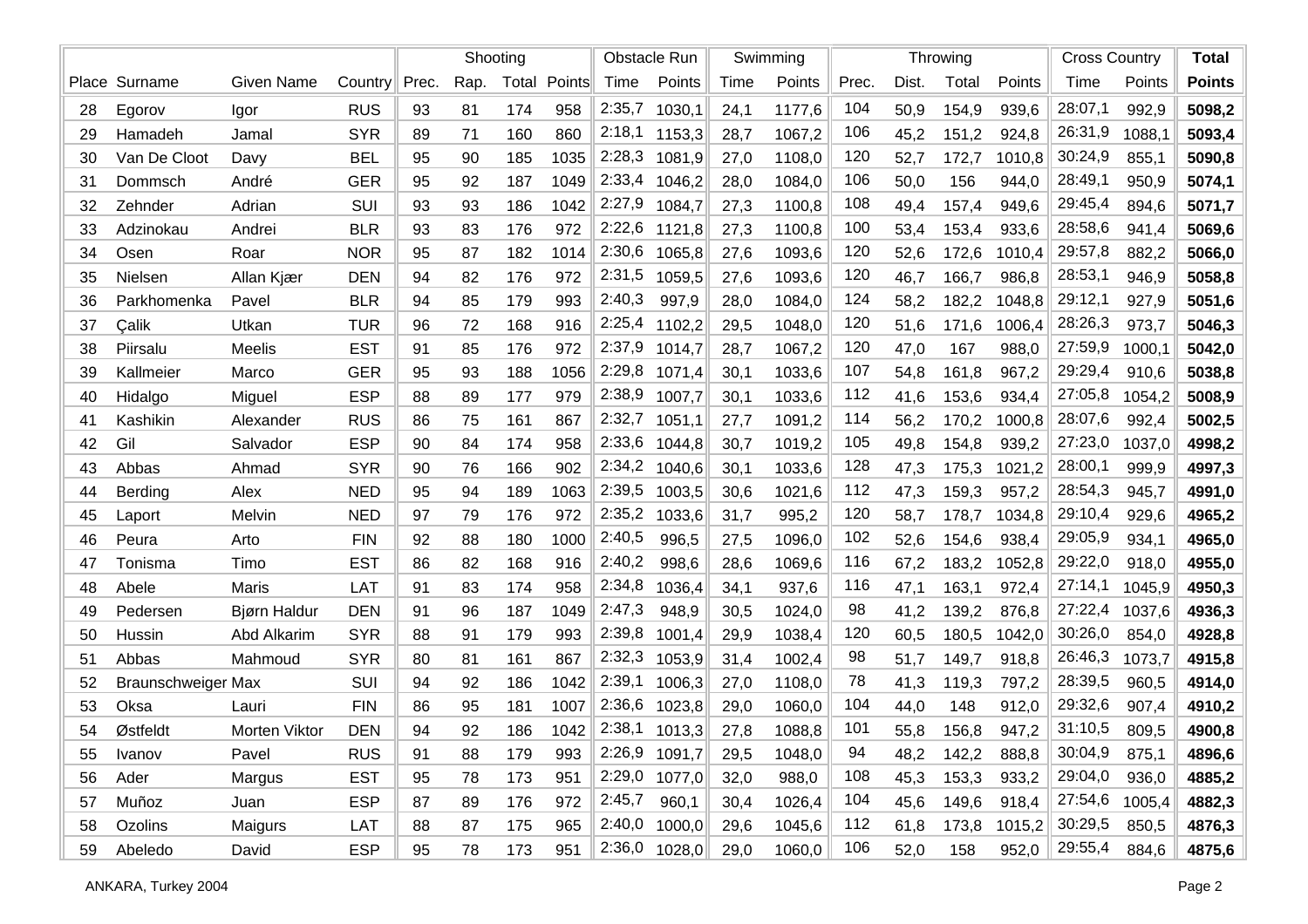| | | | | Shooting | | | | Obstacle Run | | Swimming | | Throwing | | | | Cross Country | | Total |
|---|---|---|---|---|---|---|---|---|---|---|---|---|---|---|---|---|---|---|
| Place | Surname | Given Name | Country | Prec. | Rap. | Total | Points | Time | Points | Time | Points | Prec. | Dist. | Total | Points | Time | Points | **Points** |
| 28 | Egorov | Igor | RUS | 93 | 81 | 174 | 958 | 2:35,7 | 1030,1 | 24,1 | 1177,6 | 104 | 50,9 | 154,9 | 939,6 | 28:07,1 | 992,9 | **5098,2** |
| 29 | Hamadeh | Jamal | SYR | 89 | 71 | 160 | 860 | 2:18,1 | 1153,3 | 28,7 | 1067,2 | 106 | 45,2 | 151,2 | 924,8 | 26:31,9 | 1088,1 | **5093,4** |
| 30 | Van De Cloot | Davy | BEL | 95 | 90 | 185 | 1035 | 2:28,3 | 1081,9 | 27,0 | 1108,0 | 120 | 52,7 | 172,7 | 1010,8 | 30:24,9 | 855,1 | **5090,8** |
| 31 | Dommsch | André | GER | 95 | 92 | 187 | 1049 | 2:33,4 | 1046,2 | 28,0 | 1084,0 | 106 | 50,0 | 156 | 944,0 | 28:49,1 | 950,9 | **5074,1** |
| 32 | Zehnder | Adrian | SUI | 93 | 93 | 186 | 1042 | 2:27,9 | 1084,7 | 27,3 | 1100,8 | 108 | 49,4 | 157,4 | 949,6 | 29:45,4 | 894,6 | **5071,7** |
| 33 | Adzinokau | Andrei | BLR | 93 | 83 | 176 | 972 | 2:22,6 | 1121,8 | 27,3 | 1100,8 | 100 | 53,4 | 153,4 | 933,6 | 28:58,6 | 941,4 | **5069,6** |
| 34 | Osen | Roar | NOR | 95 | 87 | 182 | 1014 | 2:30,6 | 1065,8 | 27,6 | 1093,6 | 120 | 52,6 | 172,6 | 1010,4 | 29:57,8 | 882,2 | **5066,0** |
| 35 | Nielsen | Allan Kjær | DEN | 94 | 82 | 176 | 972 | 2:31,5 | 1059,5 | 27,6 | 1093,6 | 120 | 46,7 | 166,7 | 986,8 | 28:53,1 | 946,9 | **5058,8** |
| 36 | Parkhomenka | Pavel | BLR | 94 | 85 | 179 | 993 | 2:40,3 | 997,9 | 28,0 | 1084,0 | 124 | 58,2 | 182,2 | 1048,8 | 29:12,1 | 927,9 | **5051,6** |
| 37 | Çalik | Utkan | TUR | 96 | 72 | 168 | 916 | 2:25,4 | 1102,2 | 29,5 | 1048,0 | 120 | 51,6 | 171,6 | 1006,4 | 28:26,3 | 973,7 | **5046,3** |
| 38 | Piirsalu | Meelis | EST | 91 | 85 | 176 | 972 | 2:37,9 | 1014,7 | 28,7 | 1067,2 | 120 | 47,0 | 167 | 988,0 | 27:59,9 | 1000,1 | **5042,0** |
| 39 | Kallmeier | Marco | GER | 95 | 93 | 188 | 1056 | 2:29,8 | 1071,4 | 30,1 | 1033,6 | 107 | 54,8 | 161,8 | 967,2 | 29:29,4 | 910,6 | **5038,8** |
| 40 | Hidalgo | Miguel | ESP | 88 | 89 | 177 | 979 | 2:38,9 | 1007,7 | 30,1 | 1033,6 | 112 | 41,6 | 153,6 | 934,4 | 27:05,8 | 1054,2 | **5008,9** |
| 41 | Kashikin | Alexander | RUS | 86 | 75 | 161 | 867 | 2:32,7 | 1051,1 | 27,7 | 1091,2 | 114 | 56,2 | 170,2 | 1000,8 | 28:07,6 | 992,4 | **5002,5** |
| 42 | Gil | Salvador | ESP | 90 | 84 | 174 | 958 | 2:33,6 | 1044,8 | 30,7 | 1019,2 | 105 | 49,8 | 154,8 | 939,2 | 27:23,0 | 1037,0 | **4998,2** |
| 43 | Abbas | Ahmad | SYR | 90 | 76 | 166 | 902 | 2:34,2 | 1040,6 | 30,1 | 1033,6 | 128 | 47,3 | 175,3 | 1021,2 | 28:00,1 | 999,9 | **4997,3** |
| 44 | Berding | Alex | NED | 95 | 94 | 189 | 1063 | 2:39,5 | 1003,5 | 30,6 | 1021,6 | 112 | 47,3 | 159,3 | 957,2 | 28:54,3 | 945,7 | **4991,0** |
| 45 | Laport | Melvin | NED | 97 | 79 | 176 | 972 | 2:35,2 | 1033,6 | 31,7 | 995,2 | 120 | 58,7 | 178,7 | 1034,8 | 29:10,4 | 929,6 | **4965,2** |
| 46 | Peura | Arto | FIN | 92 | 88 | 180 | 1000 | 2:40,5 | 996,5 | 27,5 | 1096,0 | 102 | 52,6 | 154,6 | 938,4 | 29:05,9 | 934,1 | **4965,0** |
| 47 | Tonisma | Timo | EST | 86 | 82 | 168 | 916 | 2:40,2 | 998,6 | 28,6 | 1069,6 | 116 | 67,2 | 183,2 | 1052,8 | 29:22,0 | 918,0 | **4955,0** |
| 48 | Abele | Maris | LAT | 91 | 83 | 174 | 958 | 2:34,8 | 1036,4 | 34,1 | 937,6 | 116 | 47,1 | 163,1 | 972,4 | 27:14,1 | 1045,9 | **4950,3** |
| 49 | Pedersen | Bjørn Haldur | DEN | 91 | 96 | 187 | 1049 | 2:47,3 | 948,9 | 30,5 | 1024,0 | 98 | 41,2 | 139,2 | 876,8 | 27:22,4 | 1037,6 | **4936,3** |
| 50 | Hussin | Abd Alkarim | SYR | 88 | 91 | 179 | 993 | 2:39,8 | 1001,4 | 29,9 | 1038,4 | 120 | 60,5 | 180,5 | 1042,0 | 30:26,0 | 854,0 | **4928,8** |
| 51 | Abbas | Mahmoud | SYR | 80 | 81 | 161 | 867 | 2:32,3 | 1053,9 | 31,4 | 1002,4 | 98 | 51,7 | 149,7 | 918,8 | 26:46,3 | 1073,7 | **4915,8** |
| 52 | Braunschweiger | Max | SUI | 94 | 92 | 186 | 1042 | 2:39,1 | 1006,3 | 27,0 | 1108,0 | 78 | 41,3 | 119,3 | 797,2 | 28:39,5 | 960,5 | **4914,0** |
| 53 | Oksa | Lauri | FIN | 86 | 95 | 181 | 1007 | 2:36,6 | 1023,8 | 29,0 | 1060,0 | 104 | 44,0 | 148 | 912,0 | 29:32,6 | 907,4 | **4910,2** |
| 54 | Østfeldt | Morten Viktor | DEN | 94 | 92 | 186 | 1042 | 2:38,1 | 1013,3 | 27,8 | 1088,8 | 101 | 55,8 | 156,8 | 947,2 | 31:10,5 | 809,5 | **4900,8** |
| 55 | Ivanov | Pavel | RUS | 91 | 88 | 179 | 993 | 2:26,9 | 1091,7 | 29,5 | 1048,0 | 94 | 48,2 | 142,2 | 888,8 | 30:04,9 | 875,1 | **4896,6** |
| 56 | Ader | Margus | EST | 95 | 78 | 173 | 951 | 2:29,0 | 1077,0 | 32,0 | 988,0 | 108 | 45,3 | 153,3 | 933,2 | 29:04,0 | 936,0 | **4885,2** |
| 57 | Muñoz | Juan | ESP | 87 | 89 | 176 | 972 | 2:45,7 | 960,1 | 30,4 | 1026,4 | 104 | 45,6 | 149,6 | 918,4 | 27:54,6 | 1005,4 | **4882,3** |
| 58 | Ozolins | Maigurs | LAT | 88 | 87 | 175 | 965 | 2:40,0 | 1000,0 | 29,6 | 1045,6 | 112 | 61,8 | 173,8 | 1015,2 | 30:29,5 | 850,5 | **4876,3** |
| 59 | Abeledo | David | ESP | 95 | 78 | 173 | 951 | 2:36,0 | 1028,0 | 29,0 | 1060,0 | 106 | 52,0 | 158 | 952,0 | 29:55,4 | 884,6 | **4875,6** |

ANKARA, Turkey 2004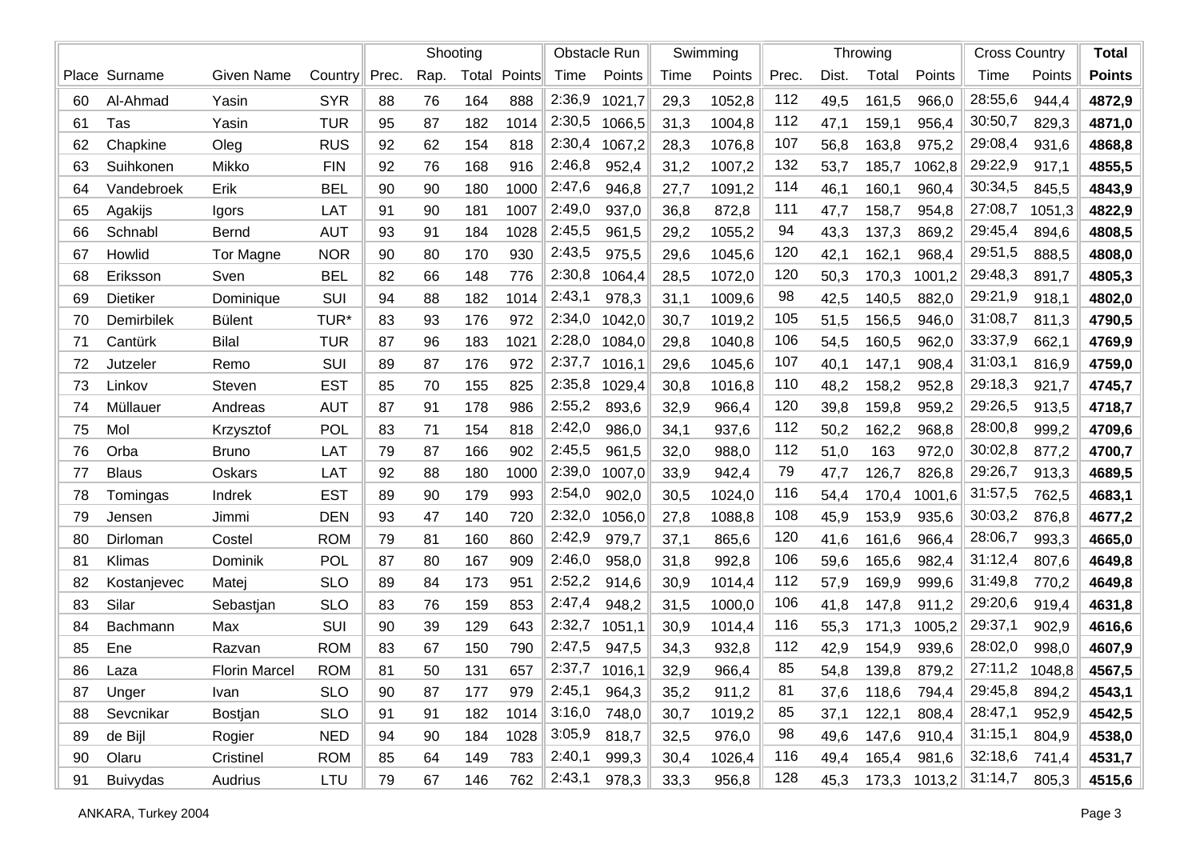| Place | Surname | Given Name | Country | Shooting | | | | Obstacle Run | | Swimming | | Throwing | | | | Cross Country | | Total |
|---|---|---|---|---|---|---|---|---|---|---|---|---|---|---|---|---|---|---|
| | | | | Prec. | Rap. | Total | Points | Time | Points | Time | Points | Prec. | Dist. | Total | Points | Time | Points | **Points** |
| 60 | Al-Ahmad | Yasin | SYR | 88 | 76 | 164 | 888 | 2:36,9 | 1021,7 | 29,3 | 1052,8 | 112 | 49,5 | 161,5 | 966,0 | 28:55,6 | 944,4 | **4872,9** |
| 61 | Tas | Yasin | TUR | 95 | 87 | 182 | 1014 | 2:30,5 | 1066,5 | 31,3 | 1004,8 | 112 | 47,1 | 159,1 | 956,4 | 30:50,7 | 829,3 | **4871,0** |
| 62 | Chapkine | Oleg | RUS | 92 | 62 | 154 | 818 | 2:30,4 | 1067,2 | 28,3 | 1076,8 | 107 | 56,8 | 163,8 | 975,2 | 29:08,4 | 931,6 | **4868,8** |
| 63 | Suihkonen | Mikko | FIN | 92 | 76 | 168 | 916 | 2:46,8 | 952,4 | 31,2 | 1007,2 | 132 | 53,7 | 185,7 | 1062,8 | 29:22,9 | 917,1 | **4855,5** |
| 64 | Vandebroek | Erik | BEL | 90 | 90 | 180 | 1000 | 2:47,6 | 946,8 | 27,7 | 1091,2 | 114 | 46,1 | 160,1 | 960,4 | 30:34,5 | 845,5 | **4843,9** |
| 65 | Agakijs | Igors | LAT | 91 | 90 | 181 | 1007 | 2:49,0 | 937,0 | 36,8 | 872,8 | 111 | 47,7 | 158,7 | 954,8 | 27:08,7 | 1051,3 | **4822,9** |
| 66 | Schnabl | Bernd | AUT | 93 | 91 | 184 | 1028 | 2:45,5 | 961,5 | 29,2 | 1055,2 | 94 | 43,3 | 137,3 | 869,2 | 29:45,4 | 894,6 | **4808,5** |
| 67 | Howlid | Tor Magne | NOR | 90 | 80 | 170 | 930 | 2:43,5 | 975,5 | 29,6 | 1045,6 | 120 | 42,1 | 162,1 | 968,4 | 29:51,5 | 888,5 | **4808,0** |
| 68 | Eriksson | Sven | BEL | 82 | 66 | 148 | 776 | 2:30,8 | 1064,4 | 28,5 | 1072,0 | 120 | 50,3 | 170,3 | 1001,2 | 29:48,3 | 891,7 | **4805,3** |
| 69 | Dietiker | Dominique | SUI | 94 | 88 | 182 | 1014 | 2:43,1 | 978,3 | 31,1 | 1009,6 | 98 | 42,5 | 140,5 | 882,0 | 29:21,9 | 918,1 | **4802,0** |
| 70 | Demirbilek | Bülent | TUR* | 83 | 93 | 176 | 972 | 2:34,0 | 1042,0 | 30,7 | 1019,2 | 105 | 51,5 | 156,5 | 946,0 | 31:08,7 | 811,3 | **4790,5** |
| 71 | Cantürk | Bilal | TUR | 87 | 96 | 183 | 1021 | 2:28,0 | 1084,0 | 29,8 | 1040,8 | 106 | 54,5 | 160,5 | 962,0 | 33:37,9 | 662,1 | **4769,9** |
| 72 | Jutzeler | Remo | SUI | 89 | 87 | 176 | 972 | 2:37,7 | 1016,1 | 29,6 | 1045,6 | 107 | 40,1 | 147,1 | 908,4 | 31:03,1 | 816,9 | **4759,0** |
| 73 | Linkov | Steven | EST | 85 | 70 | 155 | 825 | 2:35,8 | 1029,4 | 30,8 | 1016,8 | 110 | 48,2 | 158,2 | 952,8 | 29:18,3 | 921,7 | **4745,7** |
| 74 | Müllauer | Andreas | AUT | 87 | 91 | 178 | 986 | 2:55,2 | 893,6 | 32,9 | 966,4 | 120 | 39,8 | 159,8 | 959,2 | 29:26,5 | 913,5 | **4718,7** |
| 75 | Mol | Krzysztof | POL | 83 | 71 | 154 | 818 | 2:42,0 | 986,0 | 34,1 | 937,6 | 112 | 50,2 | 162,2 | 968,8 | 28:00,8 | 999,2 | **4709,6** |
| 76 | Orba | Bruno | LAT | 79 | 87 | 166 | 902 | 2:45,5 | 961,5 | 32,0 | 988,0 | 112 | 51,0 | 163 | 972,0 | 30:02,8 | 877,2 | **4700,7** |
| 77 | Blaus | Oskars | LAT | 92 | 88 | 180 | 1000 | 2:39,0 | 1007,0 | 33,9 | 942,4 | 79 | 47,7 | 126,7 | 826,8 | 29:26,7 | 913,3 | **4689,5** |
| 78 | Tomingas | Indrek | EST | 89 | 90 | 179 | 993 | 2:54,0 | 902,0 | 30,5 | 1024,0 | 116 | 54,4 | 170,4 | 1001,6 | 31:57,5 | 762,5 | **4683,1** |
| 79 | Jensen | Jimmi | DEN | 93 | 47 | 140 | 720 | 2:32,0 | 1056,0 | 27,8 | 1088,8 | 108 | 45,9 | 153,9 | 935,6 | 30:03,2 | 876,8 | **4677,2** |
| 80 | Dirloman | Costel | ROM | 79 | 81 | 160 | 860 | 2:42,9 | 979,7 | 37,1 | 865,6 | 120 | 41,6 | 161,6 | 966,4 | 28:06,7 | 993,3 | **4665,0** |
| 81 | Klimas | Dominik | POL | 87 | 80 | 167 | 909 | 2:46,0 | 958,0 | 31,8 | 992,8 | 106 | 59,6 | 165,6 | 982,4 | 31:12,4 | 807,6 | **4649,8** |
| 82 | Kostanjevec | Matej | SLO | 89 | 84 | 173 | 951 | 2:52,2 | 914,6 | 30,9 | 1014,4 | 112 | 57,9 | 169,9 | 999,6 | 31:49,8 | 770,2 | **4649,8** |
| 83 | Silar | Sebastjan | SLO | 83 | 76 | 159 | 853 | 2:47,4 | 948,2 | 31,5 | 1000,0 | 106 | 41,8 | 147,8 | 911,2 | 29:20,6 | 919,4 | **4631,8** |
| 84 | Bachmann | Max | SUI | 90 | 39 | 129 | 643 | 2:32,7 | 1051,1 | 30,9 | 1014,4 | 116 | 55,3 | 171,3 | 1005,2 | 29:37,1 | 902,9 | **4616,6** |
| 85 | Ene | Razvan | ROM | 83 | 67 | 150 | 790 | 2:47,5 | 947,5 | 34,3 | 932,8 | 112 | 42,9 | 154,9 | 939,6 | 28:02,0 | 998,0 | **4607,9** |
| 86 | Laza | Florin Marcel | ROM | 81 | 50 | 131 | 657 | 2:37,7 | 1016,1 | 32,9 | 966,4 | 85 | 54,8 | 139,8 | 879,2 | 27:11,2 | 1048,8 | **4567,5** |
| 87 | Unger | Ivan | SLO | 90 | 87 | 177 | 979 | 2:45,1 | 964,3 | 35,2 | 911,2 | 81 | 37,6 | 118,6 | 794,4 | 29:45,8 | 894,2 | **4543,1** |
| 88 | Sevcnikar | Bostjan | SLO | 91 | 91 | 182 | 1014 | 3:16,0 | 748,0 | 30,7 | 1019,2 | 85 | 37,1 | 122,1 | 808,4 | 28:47,1 | 952,9 | **4542,5** |
| 89 | de Bijl | Rogier | NED | 94 | 90 | 184 | 1028 | 3:05,9 | 818,7 | 32,5 | 976,0 | 98 | 49,6 | 147,6 | 910,4 | 31:15,1 | 804,9 | **4538,0** |
| 90 | Olaru | Cristinel | ROM | 85 | 64 | 149 | 783 | 2:40,1 | 999,3 | 30,4 | 1026,4 | 116 | 49,4 | 165,4 | 981,6 | 32:18,6 | 741,4 | **4531,7** |
| 91 | Buivydas | Audrius | LTU | 79 | 67 | 146 | 762 | 2:43,1 | 978,3 | 33,3 | 956,8 | 128 | 45,3 | 173,3 | 1013,2 | 31:14,7 | 805,3 | **4515,6** |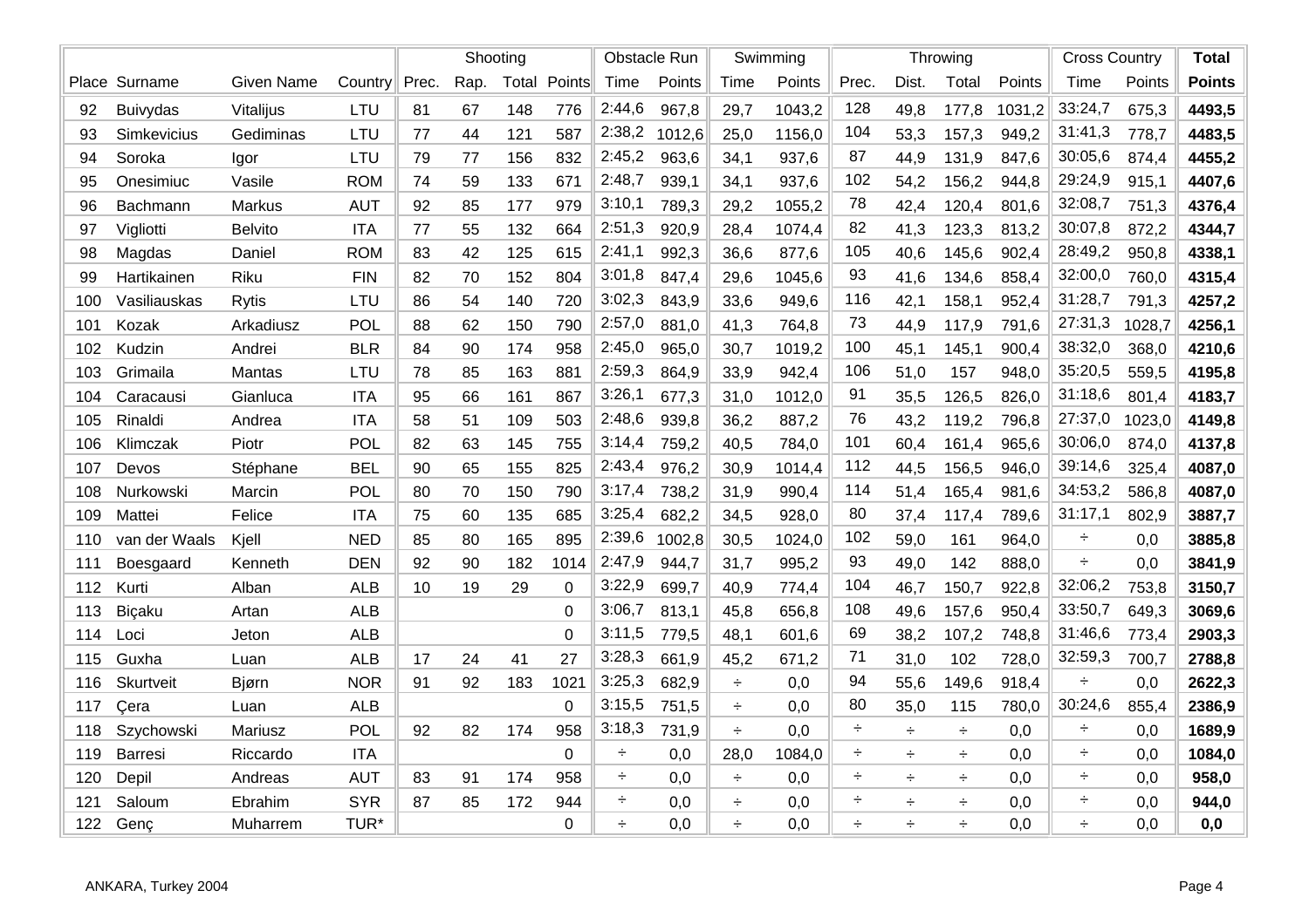| | | | | Shooting | | | | Obstacle Run | | Swimming | | Throwing | | | | Cross Country | | Total |
|---|---|---|---|---|---|---|---|---|---|---|---|---|---|---|---|---|---|---|
| Place | Surname | Given Name | Country | Prec. | Rap. | Total | Points | Time | Points | Time | Points | Prec. | Dist. | Total | Points | Time | Points | **Points** |
| 92 | Buivydas | Vitalijus | LTU | 81 | 67 | 148 | 776 | 2:44,6 | 967,8 | 29,7 | 1043,2 | 128 | 49,8 | 177,8 | 1031,2 | 33:24,7 | 675,3 | **4493,5** |
| 93 | Simkevicius | Gediminas | LTU | 77 | 44 | 121 | 587 | 2:38,2 | 1012,6 | 25,0 | 1156,0 | 104 | 53,3 | 157,3 | 949,2 | 31:41,3 | 778,7 | **4483,5** |
| 94 | Soroka | Igor | LTU | 79 | 77 | 156 | 832 | 2:45,2 | 963,6 | 34,1 | 937,6 | 87 | 44,9 | 131,9 | 847,6 | 30:05,6 | 874,4 | **4455,2** |
| 95 | Onesimiuc | Vasile | ROM | 74 | 59 | 133 | 671 | 2:48,7 | 939,1 | 34,1 | 937,6 | 102 | 54,2 | 156,2 | 944,8 | 29:24,9 | 915,1 | **4407,6** |
| 96 | Bachmann | Markus | AUT | 92 | 85 | 177 | 979 | 3:10,1 | 789,3 | 29,2 | 1055,2 | 78 | 42,4 | 120,4 | 801,6 | 32:08,7 | 751,3 | **4376,4** |
| 97 | Vigliotti | Belvito | ITA | 77 | 55 | 132 | 664 | 2:51,3 | 920,9 | 28,4 | 1074,4 | 82 | 41,3 | 123,3 | 813,2 | 30:07,8 | 872,2 | **4344,7** |
| 98 | Magdas | Daniel | ROM | 83 | 42 | 125 | 615 | 2:41,1 | 992,3 | 36,6 | 877,6 | 105 | 40,6 | 145,6 | 902,4 | 28:49,2 | 950,8 | **4338,1** |
| 99 | Hartikainen | Riku | FIN | 82 | 70 | 152 | 804 | 3:01,8 | 847,4 | 29,6 | 1045,6 | 93 | 41,6 | 134,6 | 858,4 | 32:00,0 | 760,0 | **4315,4** |
| 100 | Vasiliauskas | Rytis | LTU | 86 | 54 | 140 | 720 | 3:02,3 | 843,9 | 33,6 | 949,6 | 116 | 42,1 | 158,1 | 952,4 | 31:28,7 | 791,3 | **4257,2** |
| 101 | Kozak | Arkadiusz | POL | 88 | 62 | 150 | 790 | 2:57,0 | 881,0 | 41,3 | 764,8 | 73 | 44,9 | 117,9 | 791,6 | 27:31,3 | 1028,7 | **4256,1** |
| 102 | Kudzin | Andrei | BLR | 84 | 90 | 174 | 958 | 2:45,0 | 965,0 | 30,7 | 1019,2 | 100 | 45,1 | 145,1 | 900,4 | 38:32,0 | 368,0 | **4210,6** |
| 103 | Grimaila | Mantas | LTU | 78 | 85 | 163 | 881 | 2:59,3 | 864,9 | 33,9 | 942,4 | 106 | 51,0 | 157 | 948,0 | 35:20,5 | 559,5 | **4195,8** |
| 104 | Caracausi | Gianluca | ITA | 95 | 66 | 161 | 867 | 3:26,1 | 677,3 | 31,0 | 1012,0 | 91 | 35,5 | 126,5 | 826,0 | 31:18,6 | 801,4 | **4183,7** |
| 105 | Rinaldi | Andrea | ITA | 58 | 51 | 109 | 503 | 2:48,6 | 939,8 | 36,2 | 887,2 | 76 | 43,2 | 119,2 | 796,8 | 27:37,0 | 1023,0 | **4149,8** |
| 106 | Klimczak | Piotr | POL | 82 | 63 | 145 | 755 | 3:14,4 | 759,2 | 40,5 | 784,0 | 101 | 60,4 | 161,4 | 965,6 | 30:06,0 | 874,0 | **4137,8** |
| 107 | Devos | Stéphane | BEL | 90 | 65 | 155 | 825 | 2:43,4 | 976,2 | 30,9 | 1014,4 | 112 | 44,5 | 156,5 | 946,0 | 39:14,6 | 325,4 | **4087,0** |
| 108 | Nurkowski | Marcin | POL | 80 | 70 | 150 | 790 | 3:17,4 | 738,2 | 31,9 | 990,4 | 114 | 51,4 | 165,4 | 981,6 | 34:53,2 | 586,8 | **4087,0** |
| 109 | Mattei | Felice | ITA | 75 | 60 | 135 | 685 | 3:25,4 | 682,2 | 34,5 | 928,0 | 80 | 37,4 | 117,4 | 789,6 | 31:17,1 | 802,9 | **3887,7** |
| 110 | van der Waals | Kjell | NED | 85 | 80 | 165 | 895 | 2:39,6 | 1002,8 | 30,5 | 1024,0 | 102 | 59,0 | 161 | 964,0 | ÷ | 0,0 | **3885,8** |
| 111 | Boesgaard | Kenneth | DEN | 92 | 90 | 182 | 1014 | 2:47,9 | 944,7 | 31,7 | 995,2 | 93 | 49,0 | 142 | 888,0 | ÷ | 0,0 | **3841,9** |
| 112 | Kurti | Alban | ALB | 10 | 19 | 29 | 0 | 3:22,9 | 699,7 | 40,9 | 774,4 | 104 | 46,7 | 150,7 | 922,8 | 32:06,2 | 753,8 | **3150,7** |
| 113 | Biçaku | Artan | ALB | | | | 0 | 3:06,7 | 813,1 | 45,8 | 656,8 | 108 | 49,6 | 157,6 | 950,4 | 33:50,7 | 649,3 | **3069,6** |
| 114 | Loci | Jeton | ALB | | | | 0 | 3:11,5 | 779,5 | 48,1 | 601,6 | 69 | 38,2 | 107,2 | 748,8 | 31:46,6 | 773,4 | **2903,3** |
| 115 | Guxha | Luan | ALB | 17 | 24 | 41 | 27 | 3:28,3 | 661,9 | 45,2 | 671,2 | 71 | 31,0 | 102 | 728,0 | 32:59,3 | 700,7 | **2788,8** |
| 116 | Skurtveit | Bjørn | NOR | 91 | 92 | 183 | 1021 | 3:25,3 | 682,9 | ÷ | 0,0 | 94 | 55,6 | 149,6 | 918,4 | ÷ | 0,0 | **2622,3** |
| 117 | Çera | Luan | ALB | | | | 0 | 3:15,5 | 751,5 | ÷ | 0,0 | 80 | 35,0 | 115 | 780,0 | 30:24,6 | 855,4 | **2386,9** |
| 118 | Szychowski | Mariusz | POL | 92 | 82 | 174 | 958 | 3:18,3 | 731,9 | ÷ | 0,0 | ÷ | ÷ | ÷ | 0,0 | ÷ | 0,0 | **1689,9** |
| 119 | Barresi | Riccardo | ITA | | | | 0 | ÷ | 0,0 | 28,0 | 1084,0 | ÷ | ÷ | ÷ | 0,0 | ÷ | 0,0 | **1084,0** |
| 120 | Depil | Andreas | AUT | 83 | 91 | 174 | 958 | ÷ | 0,0 | ÷ | 0,0 | ÷ | ÷ | ÷ | 0,0 | ÷ | 0,0 | **958,0** |
| 121 | Saloum | Ebrahim | SYR | 87 | 85 | 172 | 944 | ÷ | 0,0 | ÷ | 0,0 | ÷ | ÷ | ÷ | 0,0 | ÷ | 0,0 | **944,0** |
| 122 | Genç | Muharrem | TUR* | | | | 0 | ÷ | 0,0 | ÷ | 0,0 | ÷ | ÷ | ÷ | 0,0 | ÷ | 0,0 | **0,0** |

ANKARA, Turkey 2004